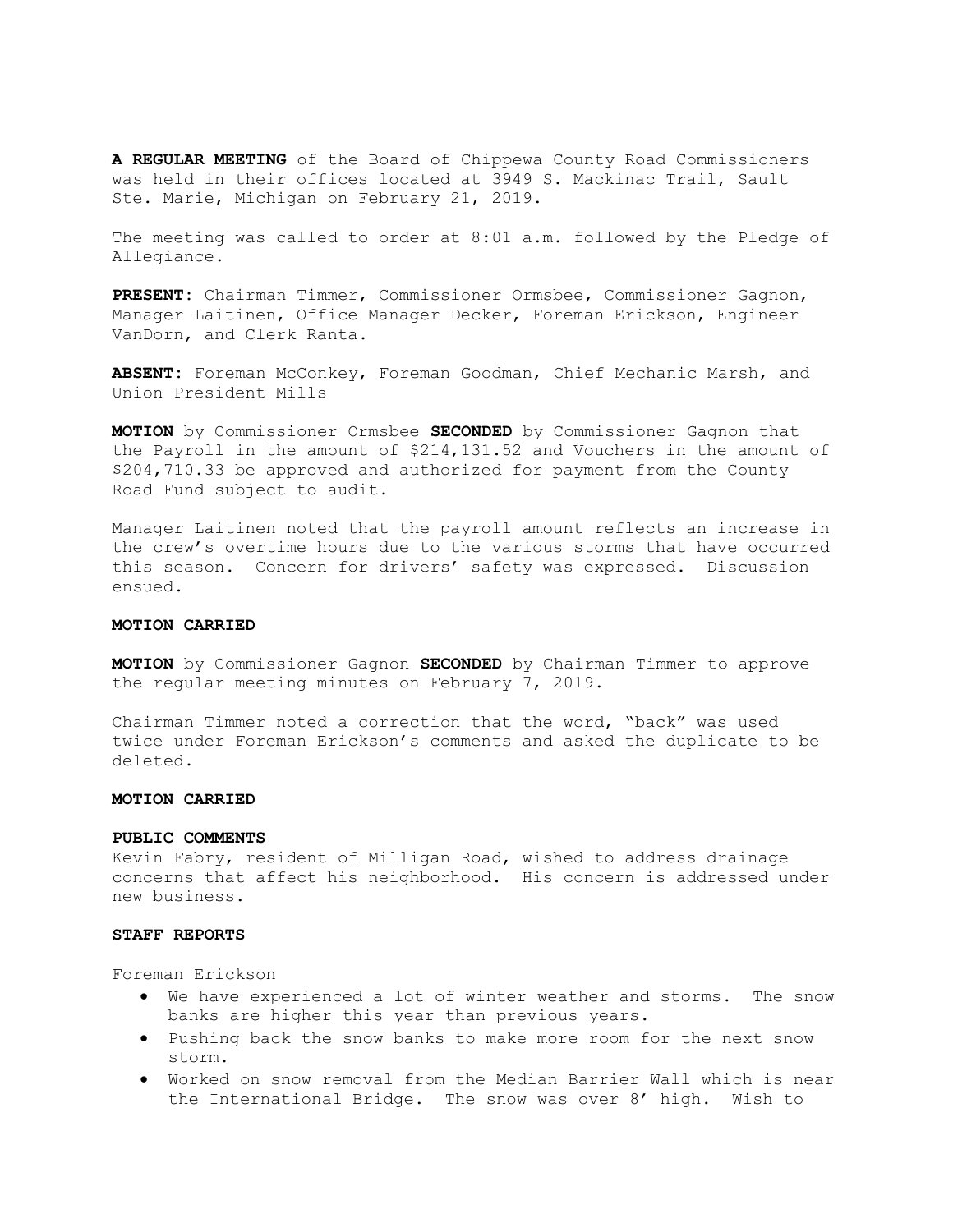**A REGULAR MEETING** of the Board of Chippewa County Road Commissioners was held in their offices located at 3949 S. Mackinac Trail, Sault Ste. Marie, Michigan on February 21, 2019.

The meeting was called to order at 8:01 a.m. followed by the Pledge of Allegiance.

**PRESENT**: Chairman Timmer, Commissioner Ormsbee, Commissioner Gagnon, Manager Laitinen, Office Manager Decker, Foreman Erickson, Engineer VanDorn, and Clerk Ranta.

**ABSENT**: Foreman McConkey, Foreman Goodman, Chief Mechanic Marsh, and Union President Mills

**MOTION** by Commissioner Ormsbee **SECONDED** by Commissioner Gagnon that the Payroll in the amount of $214,131.52 and Vouchers in the amount of $204,710.33 be approved and authorized for payment from the County Road Fund subject to audit.

Manager Laitinen noted that the payroll amount reflects an increase in the crew's overtime hours due to the various storms that have occurred this season. Concern for drivers' safety was expressed. Discussion ensued.

**MOTION CARRIED**

**MOTION** by Commissioner Gagnon **SECONDED** by Chairman Timmer to approve the regular meeting minutes on February 7, 2019.

Chairman Timmer noted a correction that the word, "back" was used twice under Foreman Erickson's comments and asked the duplicate to be deleted.

**MOTION CARRIED**

**PUBLIC COMMENTS**

Kevin Fabry, resident of Milligan Road, wished to address drainage concerns that affect his neighborhood. His concern is addressed under new business.

**STAFF REPORTS**

Foreman Erickson

- We have experienced a lot of winter weather and storms. The snow banks are higher this year than previous years.
- Pushing back the snow banks to make more room for the next snow storm.
- Worked on snow removal from the Median Barrier Wall which is near the International Bridge. The snow was over 8' high. Wish to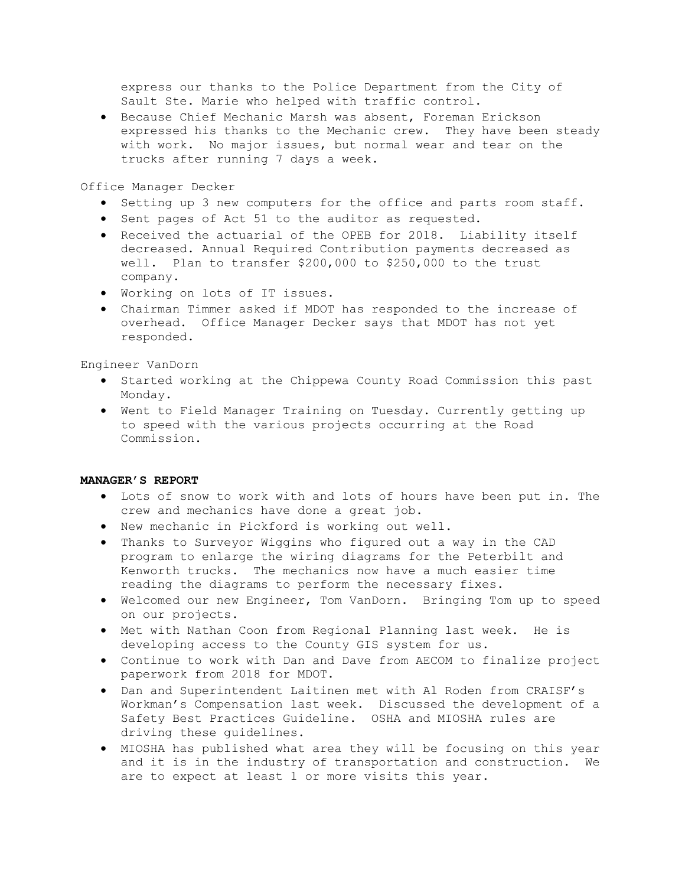express our thanks to the Police Department from the City of Sault Ste. Marie who helped with traffic control.

- Because Chief Mechanic Marsh was absent, Foreman Erickson expressed his thanks to the Mechanic crew. They have been steady with work. No major issues, but normal wear and tear on the trucks after running 7 days a week.

Office Manager Decker

- Setting up 3 new computers for the office and parts room staff.
- Sent pages of Act 51 to the auditor as requested.
- Received the actuarial of the OPEB for 2018. Liability itself decreased. Annual Required Contribution payments decreased as well. Plan to transfer $200,000 to $250,000 to the trust company.
- Working on lots of IT issues.
- Chairman Timmer asked if MDOT has responded to the increase of overhead. Office Manager Decker says that MDOT has not yet responded.

Engineer VanDorn

- Started working at the Chippewa County Road Commission this past Monday.
- Went to Field Manager Training on Tuesday. Currently getting up to speed with the various projects occurring at the Road Commission.

**MANAGER'S REPORT**

- Lots of snow to work with and lots of hours have been put in. The crew and mechanics have done a great job.
- New mechanic in Pickford is working out well.
- Thanks to Surveyor Wiggins who figured out a way in the CAD program to enlarge the wiring diagrams for the Peterbilt and Kenworth trucks. The mechanics now have a much easier time reading the diagrams to perform the necessary fixes.
- Welcomed our new Engineer, Tom VanDorn. Bringing Tom up to speed on our projects.
- Met with Nathan Coon from Regional Planning last week. He is developing access to the County GIS system for us.
- Continue to work with Dan and Dave from AECOM to finalize project paperwork from 2018 for MDOT.
- Dan and Superintendent Laitinen met with Al Roden from CRAISF's Workman's Compensation last week. Discussed the development of a Safety Best Practices Guideline. OSHA and MIOSHA rules are driving these guidelines.
- MIOSHA has published what area they will be focusing on this year and it is in the industry of transportation and construction. We are to expect at least 1 or more visits this year.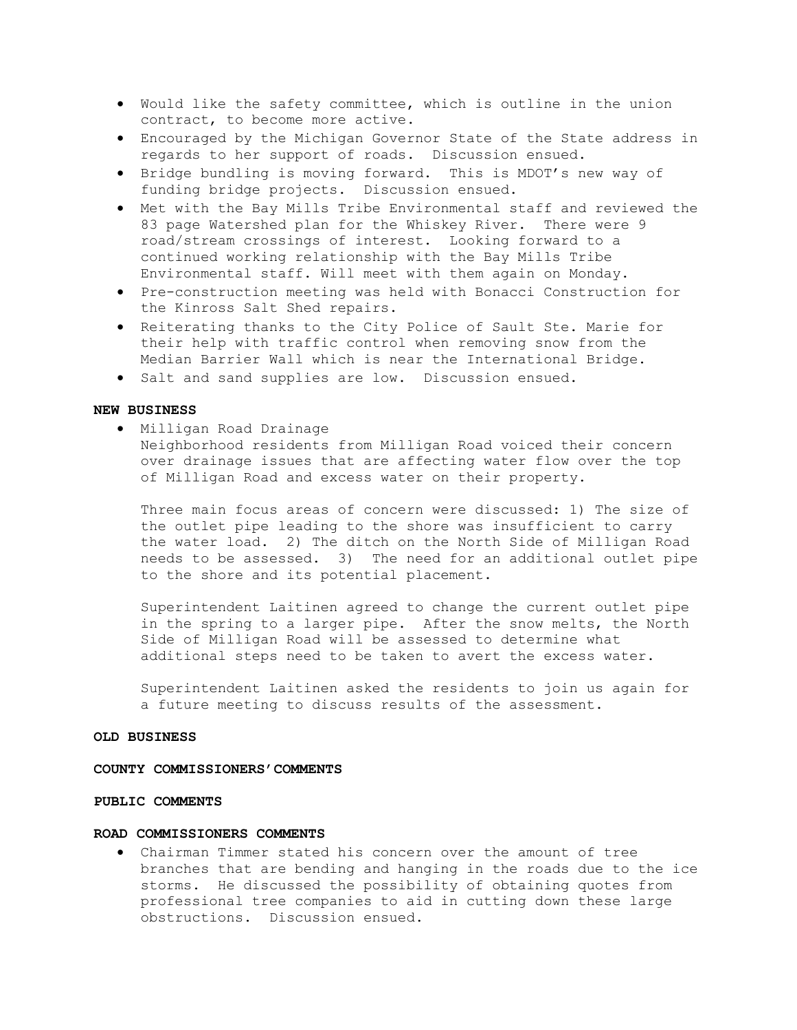- Would like the safety committee, which is outline in the union contract, to become more active.
- Encouraged by the Michigan Governor State of the State address in regards to her support of roads. Discussion ensued.
- Bridge bundling is moving forward. This is MDOT's new way of funding bridge projects. Discussion ensued.
- Met with the Bay Mills Tribe Environmental staff and reviewed the 83 page Watershed plan for the Whiskey River. There were 9 road/stream crossings of interest. Looking forward to a continued working relationship with the Bay Mills Tribe Environmental staff. Will meet with them again on Monday.
- Pre-construction meeting was held with Bonacci Construction for the Kinross Salt Shed repairs.
- Reiterating thanks to the City Police of Sault Ste. Marie for their help with traffic control when removing snow from the Median Barrier Wall which is near the International Bridge.
- Salt and sand supplies are low. Discussion ensued.

**NEW BUSINESS**

- Milligan Road Drainage
  Neighborhood residents from Milligan Road voiced their concern over drainage issues that are affecting water flow over the top of Milligan Road and excess water on their property.

  Three main focus areas of concern were discussed: 1) The size of the outlet pipe leading to the shore was insufficient to carry the water load. 2) The ditch on the North Side of Milligan Road needs to be assessed. 3) The need for an additional outlet pipe to the shore and its potential placement.

  Superintendent Laitinen agreed to change the current outlet pipe in the spring to a larger pipe. After the snow melts, the North Side of Milligan Road will be assessed to determine what additional steps need to be taken to avert the excess water.

  Superintendent Laitinen asked the residents to join us again for a future meeting to discuss results of the assessment.

**OLD BUSINESS**

**COUNTY COMMISSIONERS'COMMENTS**

**PUBLIC COMMENTS**

**ROAD COMMISSIONERS COMMENTS**

- Chairman Timmer stated his concern over the amount of tree branches that are bending and hanging in the roads due to the ice storms. He discussed the possibility of obtaining quotes from professional tree companies to aid in cutting down these large obstructions. Discussion ensued.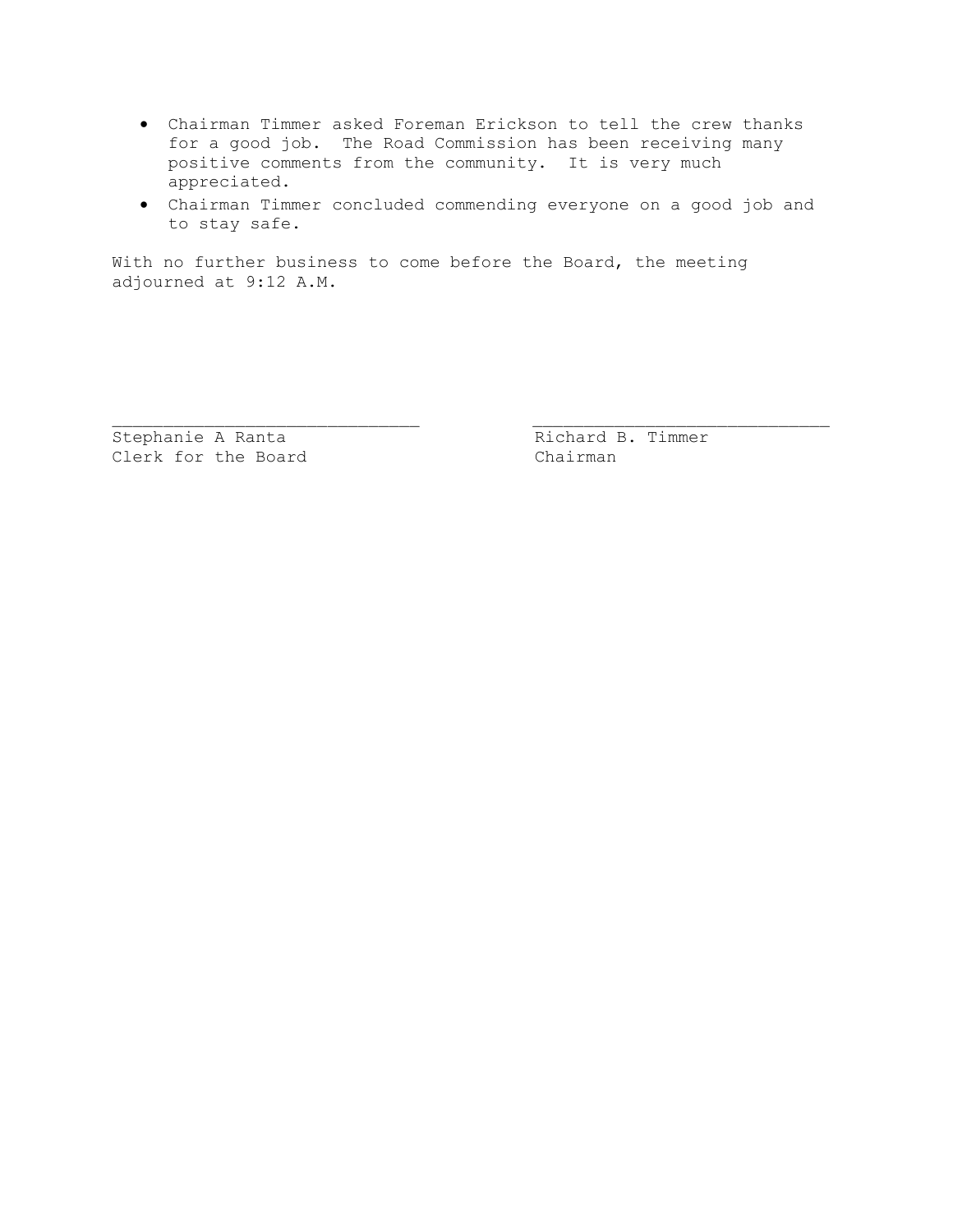- Chairman Timmer asked Foreman Erickson to tell the crew thanks for a good job. The Road Commission has been receiving many positive comments from the community. It is very much appreciated.
- Chairman Timmer concluded commending everyone on a good job and to stay safe.

With no further business to come before the Board, the meeting adjourned at 9:12 A.M.

______________________________
Stephanie A Ranta
Clerk for the Board

______________________________
Richard B. Timmer
Chairman